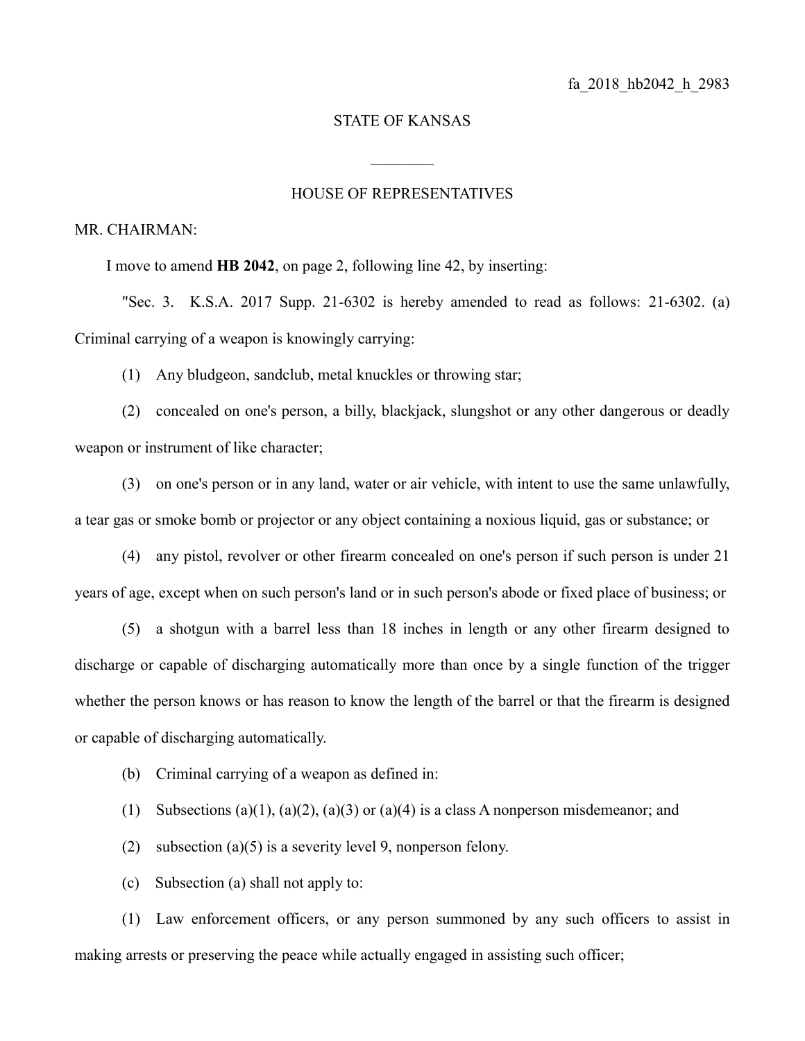fa_2018_hb2042_h_2983

STATE OF KANSAS

________

HOUSE OF REPRESENTATIVES

MR. CHAIRMAN:

I move to amend **HB 2042**, on page 2, following line 42, by inserting:

"Sec. 3. K.S.A. 2017 Supp. 21-6302 is hereby amended to read as follows: 21-6302. (a) Criminal carrying of a weapon is knowingly carrying:

(1) Any bludgeon, sandclub, metal knuckles or throwing star;

(2) concealed on one's person, a billy, blackjack, slungshot or any other dangerous or deadly weapon or instrument of like character;

(3) on one's person or in any land, water or air vehicle, with intent to use the same unlawfully, a tear gas or smoke bomb or projector or any object containing a noxious liquid, gas or substance; or

(4) any pistol, revolver or other firearm concealed on one's person if such person is under 21 years of age, except when on such person's land or in such person's abode or fixed place of business; or

(5) a shotgun with a barrel less than 18 inches in length or any other firearm designed to discharge or capable of discharging automatically more than once by a single function of the trigger whether the person knows or has reason to know the length of the barrel or that the firearm is designed or capable of discharging automatically.

(b) Criminal carrying of a weapon as defined in:

(1) Subsections (a)(1), (a)(2), (a)(3) or (a)(4) is a class A nonperson misdemeanor; and

(2) subsection (a)(5) is a severity level 9, nonperson felony.

(c) Subsection (a) shall not apply to:

(1) Law enforcement officers, or any person summoned by any such officers to assist in making arrests or preserving the peace while actually engaged in assisting such officer;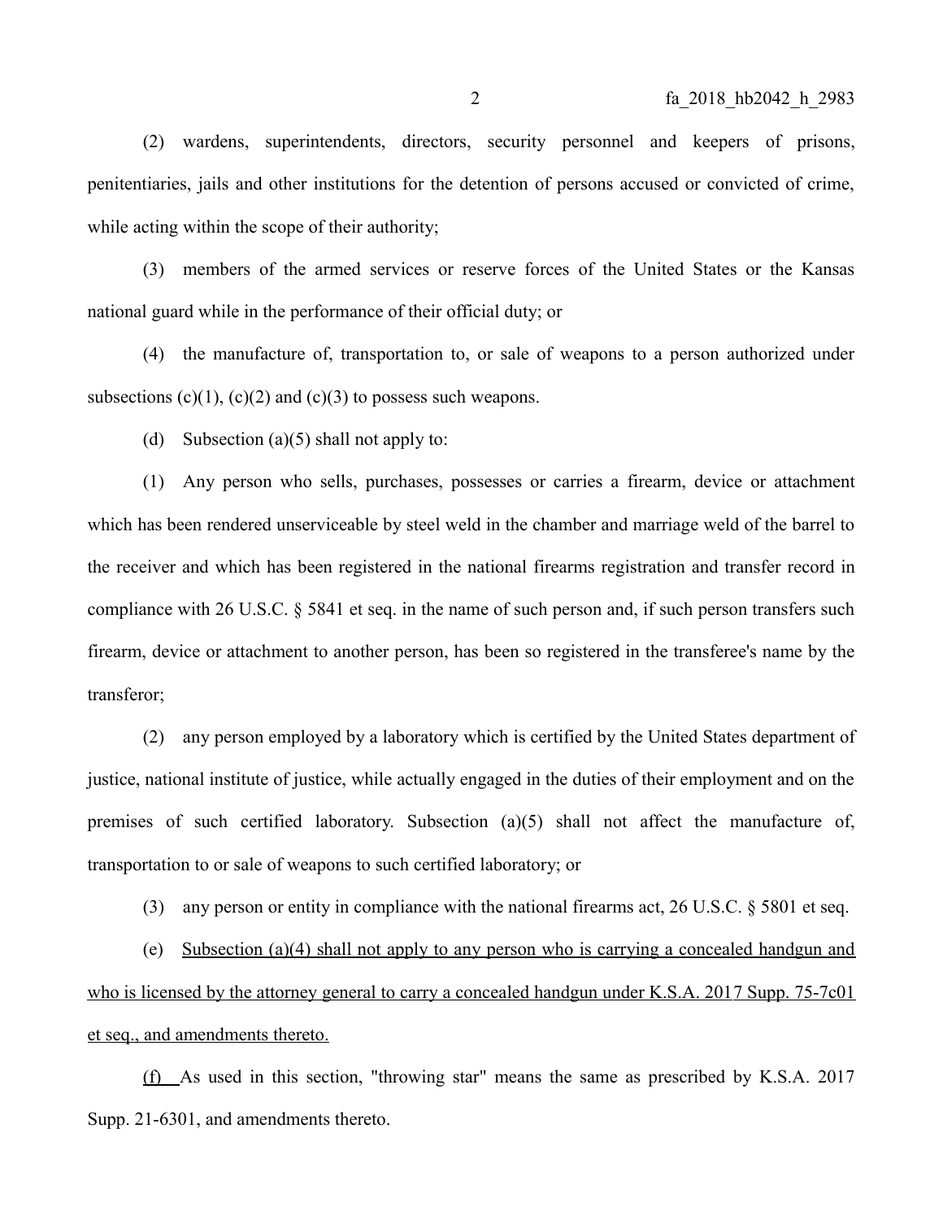(2) wardens, superintendents, directors, security personnel and keepers of prisons, penitentiaries, jails and other institutions for the detention of persons accused or convicted of crime, while acting within the scope of their authority;

(3) members of the armed services or reserve forces of the United States or the Kansas national guard while in the performance of their official duty; or

(4) the manufacture of, transportation to, or sale of weapons to a person authorized under subsections (c)(1), (c)(2) and (c)(3) to possess such weapons.

(d) Subsection (a)(5) shall not apply to:

(1) Any person who sells, purchases, possesses or carries a firearm, device or attachment which has been rendered unserviceable by steel weld in the chamber and marriage weld of the barrel to the receiver and which has been registered in the national firearms registration and transfer record in compliance with 26 U.S.C. § 5841 et seq. in the name of such person and, if such person transfers such firearm, device or attachment to another person, has been so registered in the transferee's name by the transferor;

(2) any person employed by a laboratory which is certified by the United States department of justice, national institute of justice, while actually engaged in the duties of their employment and on the premises of such certified laboratory. Subsection (a)(5) shall not affect the manufacture of, transportation to or sale of weapons to such certified laboratory; or

(3) any person or entity in compliance with the national firearms act, 26 U.S.C. § 5801 et seq.

(e) <u>Subsection (a)(4) shall not apply to any person who is carrying a concealed handgun and who is licensed by the attorney general to carry a concealed handgun under K.S.A. 2017 Supp. 75-7c01 et seq., and amendments thereto.</u>

<u>(f)</u> As used in this section, "throwing star" means the same as prescribed by K.S.A. 2017 Supp. 21-6301, and amendments thereto.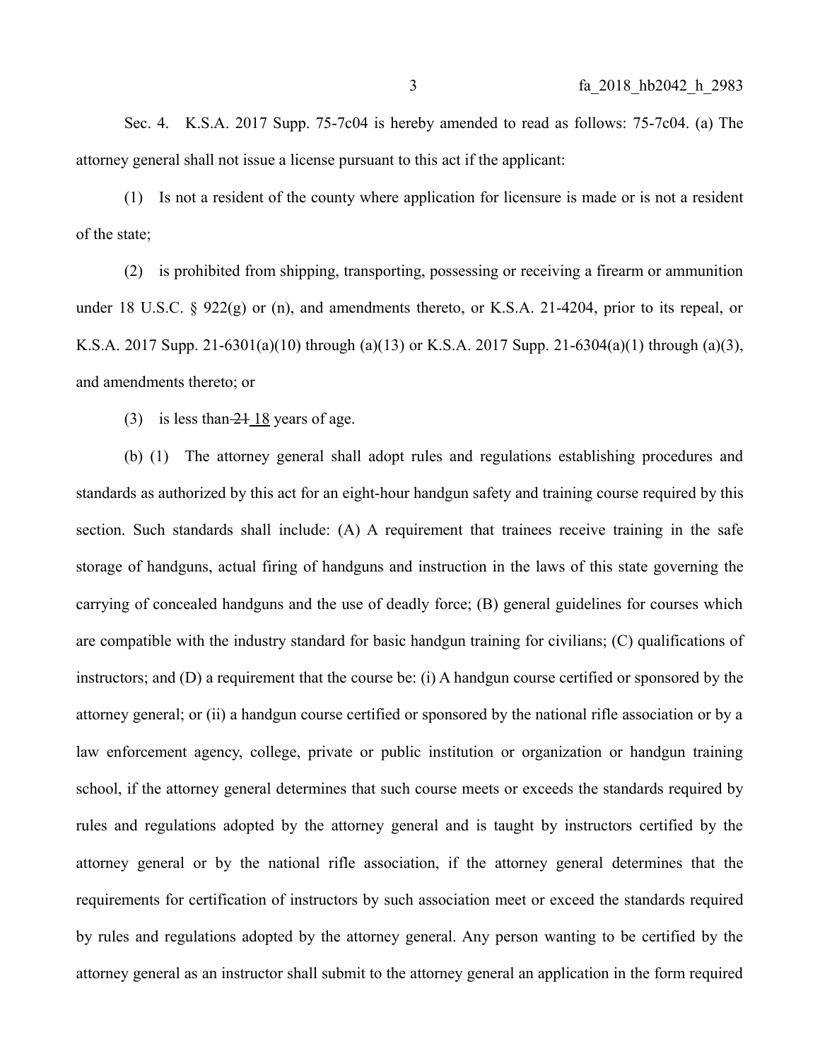Sec. 4. K.S.A. 2017 Supp. 75-7c04 is hereby amended to read as follows: 75-7c04. (a) The attorney general shall not issue a license pursuant to this act if the applicant:

(1) Is not a resident of the county where application for licensure is made or is not a resident of the state;

(2) is prohibited from shipping, transporting, possessing or receiving a firearm or ammunition under 18 U.S.C. § 922(g) or (n), and amendments thereto, or K.S.A. 21-4204, prior to its repeal, or K.S.A. 2017 Supp. 21-6301(a)(10) through (a)(13) or K.S.A. 2017 Supp. 21-6304(a)(1) through (a)(3), and amendments thereto; or

(3) is less than ~~21~~ <u>18</u> years of age.

(b) (1) The attorney general shall adopt rules and regulations establishing procedures and standards as authorized by this act for an eight-hour handgun safety and training course required by this section. Such standards shall include: (A) A requirement that trainees receive training in the safe storage of handguns, actual firing of handguns and instruction in the laws of this state governing the carrying of concealed handguns and the use of deadly force; (B) general guidelines for courses which are compatible with the industry standard for basic handgun training for civilians; (C) qualifications of instructors; and (D) a requirement that the course be: (i) A handgun course certified or sponsored by the attorney general; or (ii) a handgun course certified or sponsored by the national rifle association or by a law enforcement agency, college, private or public institution or organization or handgun training school, if the attorney general determines that such course meets or exceeds the standards required by rules and regulations adopted by the attorney general and is taught by instructors certified by the attorney general or by the national rifle association, if the attorney general determines that the requirements for certification of instructors by such association meet or exceed the standards required by rules and regulations adopted by the attorney general. Any person wanting to be certified by the attorney general as an instructor shall submit to the attorney general an application in the form required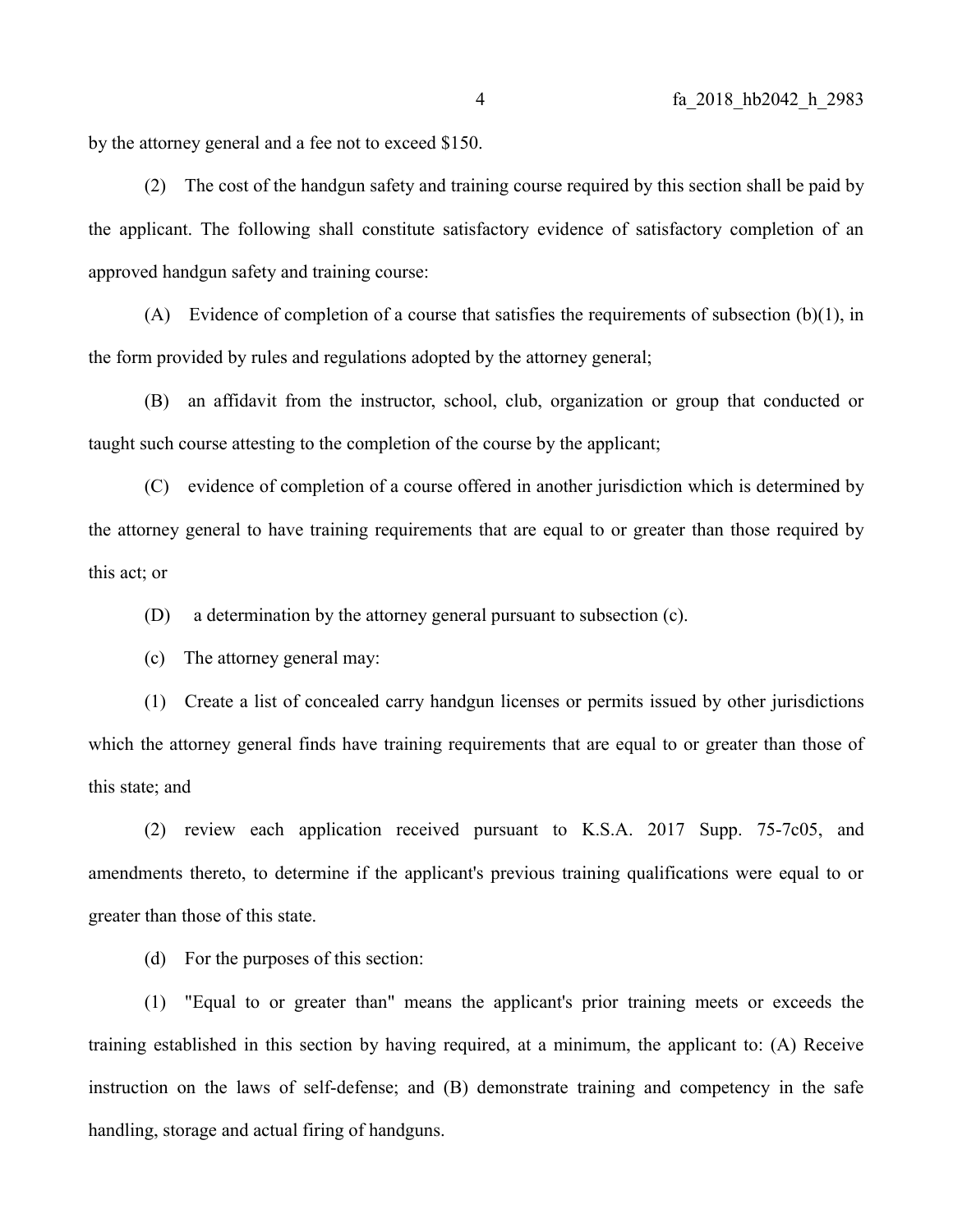by the attorney general and a fee not to exceed $150.

(2) The cost of the handgun safety and training course required by this section shall be paid by the applicant. The following shall constitute satisfactory evidence of satisfactory completion of an approved handgun safety and training course:

(A) Evidence of completion of a course that satisfies the requirements of subsection (b)(1), in the form provided by rules and regulations adopted by the attorney general;

(B) an affidavit from the instructor, school, club, organization or group that conducted or taught such course attesting to the completion of the course by the applicant;

(C) evidence of completion of a course offered in another jurisdiction which is determined by the attorney general to have training requirements that are equal to or greater than those required by this act; or

(D) a determination by the attorney general pursuant to subsection (c).

(c) The attorney general may:

(1) Create a list of concealed carry handgun licenses or permits issued by other jurisdictions which the attorney general finds have training requirements that are equal to or greater than those of this state; and

(2) review each application received pursuant to K.S.A. 2017 Supp. 75-7c05, and amendments thereto, to determine if the applicant's previous training qualifications were equal to or greater than those of this state.

(d) For the purposes of this section:

(1) "Equal to or greater than" means the applicant's prior training meets or exceeds the training established in this section by having required, at a minimum, the applicant to: (A) Receive instruction on the laws of self-defense; and (B) demonstrate training and competency in the safe handling, storage and actual firing of handguns.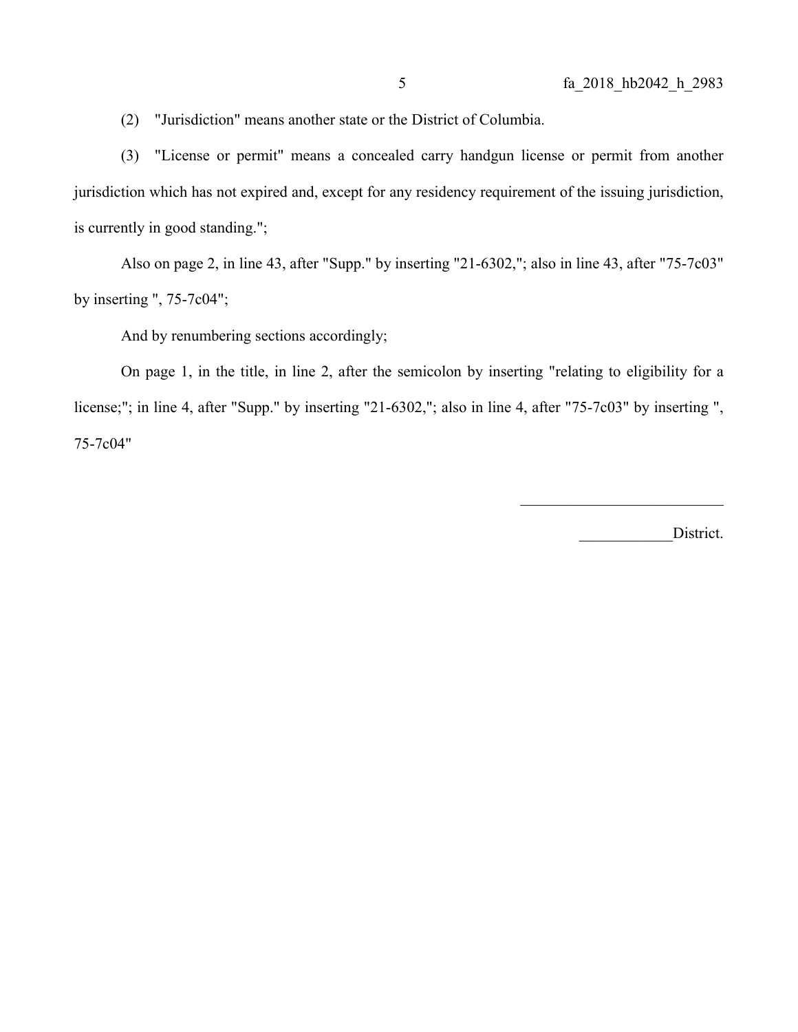(2) "Jurisdiction" means another state or the District of Columbia.

(3) "License or permit" means a concealed carry handgun license or permit from another jurisdiction which has not expired and, except for any residency requirement of the issuing jurisdiction, is currently in good standing.";

Also on page 2, in line 43, after "Supp." by inserting "21-6302,"; also in line 43, after "75-7c03" by inserting ", 75-7c04";

And by renumbering sections accordingly;

On page 1, in the title, in line 2, after the semicolon by inserting "relating to eligibility for a license;"; in line 4, after "Supp." by inserting "21-6302,"; also in line 4, after "75-7c03" by inserting ", 75-7c04"

\_\_\_\_\_\_\_\_\_\_\_\_\_\_\_\_\_\_\_\_\_\_\_\_\_\_

\_\_\_\_\_\_\_\_\_\_\_\_District.